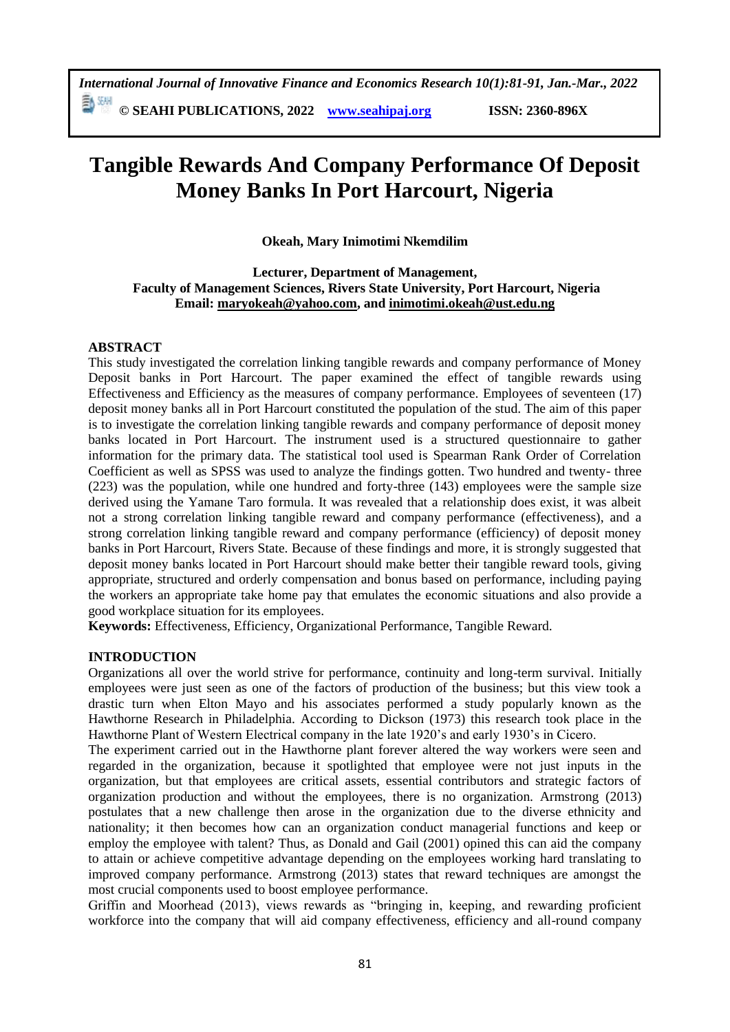# Tangible Rewards And Company Performance Of Deposit Money Banks In Port Harcourt, Nigeria

**Okeah, Mary Inimotimi Nkemdilim**

**Lecturer, Department of Management,**
**Faculty of Management Sciences, Rivers State University, Port Harcourt, Nigeria**
**Email: maryokeah@yahoo.com, and inimotimi.okeah@ust.edu.ng**

## ABSTRACT

This study investigated the correlation linking tangible rewards and company performance of Money Deposit banks in Port Harcourt. The paper examined the effect of tangible rewards using Effectiveness and Efficiency as the measures of company performance. Employees of seventeen (17) deposit money banks all in Port Harcourt constituted the population of the stud. The aim of this paper is to investigate the correlation linking tangible rewards and company performance of deposit money banks located in Port Harcourt. The instrument used is a structured questionnaire to gather information for the primary data. The statistical tool used is Spearman Rank Order of Correlation Coefficient as well as SPSS was used to analyze the findings gotten. Two hundred and twenty- three (223) was the population, while one hundred and forty-three (143) employees were the sample size derived using the Yamane Taro formula. It was revealed that a relationship does exist, it was albeit not a strong correlation linking tangible reward and company performance (effectiveness), and a strong correlation linking tangible reward and company performance (efficiency) of deposit money banks in Port Harcourt, Rivers State. Because of these findings and more, it is strongly suggested that deposit money banks located in Port Harcourt should make better their tangible reward tools, giving appropriate, structured and orderly compensation and bonus based on performance, including paying the workers an appropriate take home pay that emulates the economic situations and also provide a good workplace situation for its employees.

**Keywords:** Effectiveness, Efficiency, Organizational Performance, Tangible Reward.

## INTRODUCTION

Organizations all over the world strive for performance, continuity and long-term survival. Initially employees were just seen as one of the factors of production of the business; but this view took a drastic turn when Elton Mayo and his associates performed a study popularly known as the Hawthorne Research in Philadelphia. According to Dickson (1973) this research took place in the Hawthorne Plant of Western Electrical company in the late 1920's and early 1930's in Cicero.

The experiment carried out in the Hawthorne plant forever altered the way workers were seen and regarded in the organization, because it spotlighted that employee were not just inputs in the organization, but that employees are critical assets, essential contributors and strategic factors of organization production and without the employees, there is no organization. Armstrong (2013) postulates that a new challenge then arose in the organization due to the diverse ethnicity and nationality; it then becomes how can an organization conduct managerial functions and keep or employ the employee with talent? Thus, as Donald and Gail (2001) opined this can aid the company to attain or achieve competitive advantage depending on the employees working hard translating to improved company performance. Armstrong (2013) states that reward techniques are amongst the most crucial components used to boost employee performance.

Griffin and Moorhead (2013), views rewards as "bringing in, keeping, and rewarding proficient workforce into the company that will aid company effectiveness, efficiency and all-round company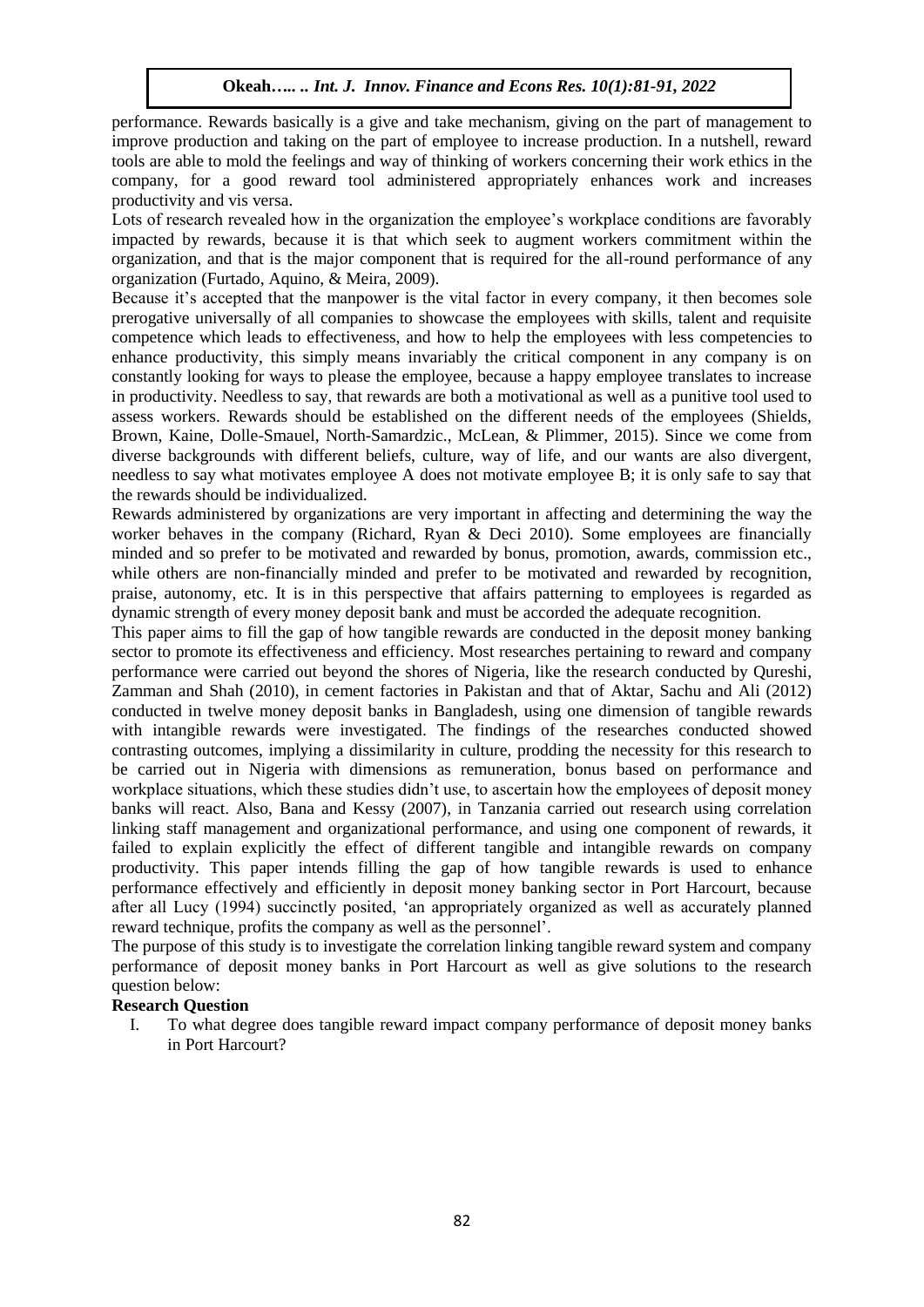performance. Rewards basically is a give and take mechanism, giving on the part of management to improve production and taking on the part of employee to increase production. In a nutshell, reward tools are able to mold the feelings and way of thinking of workers concerning their work ethics in the company, for a good reward tool administered appropriately enhances work and increases productivity and vis versa.

Lots of research revealed how in the organization the employee's workplace conditions are favorably impacted by rewards, because it is that which seek to augment workers commitment within the organization, and that is the major component that is required for the all-round performance of any organization (Furtado, Aquino, & Meira, 2009).

Because it's accepted that the manpower is the vital factor in every company, it then becomes sole prerogative universally of all companies to showcase the employees with skills, talent and requisite competence which leads to effectiveness, and how to help the employees with less competencies to enhance productivity, this simply means invariably the critical component in any company is on constantly looking for ways to please the employee, because a happy employee translates to increase in productivity. Needless to say, that rewards are both a motivational as well as a punitive tool used to assess workers. Rewards should be established on the different needs of the employees (Shields, Brown, Kaine, Dolle-Smauel, North-Samardzic., McLean, & Plimmer, 2015). Since we come from diverse backgrounds with different beliefs, culture, way of life, and our wants are also divergent, needless to say what motivates employee A does not motivate employee B; it is only safe to say that the rewards should be individualized.

Rewards administered by organizations are very important in affecting and determining the way the worker behaves in the company (Richard, Ryan & Deci 2010). Some employees are financially minded and so prefer to be motivated and rewarded by bonus, promotion, awards, commission etc., while others are non-financially minded and prefer to be motivated and rewarded by recognition, praise, autonomy, etc. It is in this perspective that affairs patterning to employees is regarded as dynamic strength of every money deposit bank and must be accorded the adequate recognition.

This paper aims to fill the gap of how tangible rewards are conducted in the deposit money banking sector to promote its effectiveness and efficiency. Most researches pertaining to reward and company performance were carried out beyond the shores of Nigeria, like the research conducted by Qureshi, Zamman and Shah (2010), in cement factories in Pakistan and that of Aktar, Sachu and Ali (2012) conducted in twelve money deposit banks in Bangladesh, using one dimension of tangible rewards with intangible rewards were investigated. The findings of the researches conducted showed contrasting outcomes, implying a dissimilarity in culture, prodding the necessity for this research to be carried out in Nigeria with dimensions as remuneration, bonus based on performance and workplace situations, which these studies didn't use, to ascertain how the employees of deposit money banks will react. Also, Bana and Kessy (2007), in Tanzania carried out research using correlation linking staff management and organizational performance, and using one component of rewards, it failed to explain explicitly the effect of different tangible and intangible rewards on company productivity. This paper intends filling the gap of how tangible rewards is used to enhance performance effectively and efficiently in deposit money banking sector in Port Harcourt, because after all Lucy (1994) succinctly posited, 'an appropriately organized as well as accurately planned reward technique, profits the company as well as the personnel'.

The purpose of this study is to investigate the correlation linking tangible reward system and company performance of deposit money banks in Port Harcourt as well as give solutions to the research question below:

**Research Question**

I. To what degree does tangible reward impact company performance of deposit money banks in Port Harcourt?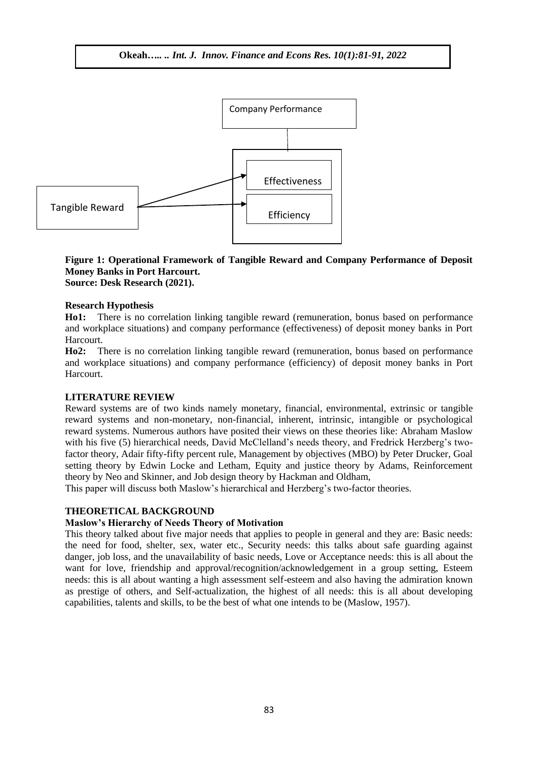**Figure 1: Operational Framework of Tangible Reward and Company Performance of Deposit Money Banks in Port Harcourt.**
**Source: Desk Research (2021).**

### Research Hypothesis

**Ho1:** There is no correlation linking tangible reward (remuneration, bonus based on performance and workplace situations) and company performance (effectiveness) of deposit money banks in Port Harcourt.

**Ho2:** There is no correlation linking tangible reward (remuneration, bonus based on performance and workplace situations) and company performance (efficiency) of deposit money banks in Port Harcourt.

## LITERATURE REVIEW

Reward systems are of two kinds namely monetary, financial, environmental, extrinsic or tangible reward systems and non-monetary, non-financial, inherent, intrinsic, intangible or psychological reward systems. Numerous authors have posited their views on these theories like: Abraham Maslow with his five (5) hierarchical needs, David McClelland's needs theory, and Fredrick Herzberg's two-factor theory, Adair fifty-fifty percent rule, Management by objectives (MBO) by Peter Drucker, Goal setting theory by Edwin Locke and Letham, Equity and justice theory by Adams, Reinforcement theory by Neo and Skinner, and Job design theory by Hackman and Oldham,

This paper will discuss both Maslow's hierarchical and Herzberg's two-factor theories.

## THEORETICAL BACKGROUND

### Maslow's Hierarchy of Needs Theory of Motivation

This theory talked about five major needs that applies to people in general and they are: Basic needs: the need for food, shelter, sex, water etc., Security needs: this talks about safe guarding against danger, job loss, and the unavailability of basic needs, Love or Acceptance needs: this is all about the want for love, friendship and approval/recognition/acknowledgement in a group setting, Esteem needs: this is all about wanting a high assessment self-esteem and also having the admiration known as prestige of others, and Self-actualization, the highest of all needs: this is all about developing capabilities, talents and skills, to be the best of what one intends to be (Maslow, 1957).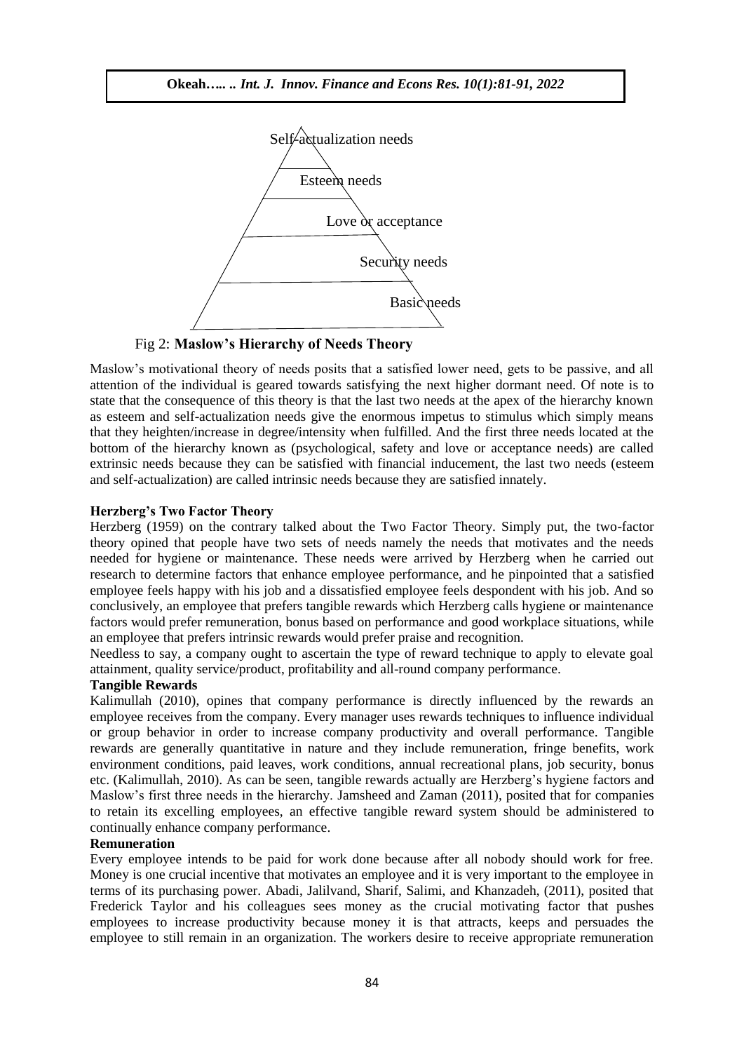Self-actualization needs

Esteem needs

Love or acceptance

Security needs

Basic needs

Fig 2: **Maslow's Hierarchy of Needs Theory**

Maslow's motivational theory of needs posits that a satisfied lower need, gets to be passive, and all attention of the individual is geared towards satisfying the next higher dormant need. Of note is to state that the consequence of this theory is that the last two needs at the apex of the hierarchy known as esteem and self-actualization needs give the enormous impetus to stimulus which simply means that they heighten/increase in degree/intensity when fulfilled. And the first three needs located at the bottom of the hierarchy known as (psychological, safety and love or acceptance needs) are called extrinsic needs because they can be satisfied with financial inducement, the last two needs (esteem and self-actualization) are called intrinsic needs because they are satisfied innately.

**Herzberg's Two Factor Theory**

Herzberg (1959) on the contrary talked about the Two Factor Theory. Simply put, the two-factor theory opined that people have two sets of needs namely the needs that motivates and the needs needed for hygiene or maintenance. These needs were arrived by Herzberg when he carried out research to determine factors that enhance employee performance, and he pinpointed that a satisfied employee feels happy with his job and a dissatisfied employee feels despondent with his job. And so conclusively, an employee that prefers tangible rewards which Herzberg calls hygiene or maintenance factors would prefer remuneration, bonus based on performance and good workplace situations, while an employee that prefers intrinsic rewards would prefer praise and recognition.

Needless to say, a company ought to ascertain the type of reward technique to apply to elevate goal attainment, quality service/product, profitability and all-round company performance.

**Tangible Rewards**

Kalimullah (2010), opines that company performance is directly influenced by the rewards an employee receives from the company. Every manager uses rewards techniques to influence individual or group behavior in order to increase company productivity and overall performance. Tangible rewards are generally quantitative in nature and they include remuneration, fringe benefits, work environment conditions, paid leaves, work conditions, annual recreational plans, job security, bonus etc. (Kalimullah, 2010). As can be seen, tangible rewards actually are Herzberg's hygiene factors and Maslow's first three needs in the hierarchy. Jamsheed and Zaman (2011), posited that for companies to retain its excelling employees, an effective tangible reward system should be administered to continually enhance company performance.

**Remuneration**

Every employee intends to be paid for work done because after all nobody should work for free. Money is one crucial incentive that motivates an employee and it is very important to the employee in terms of its purchasing power. Abadi, Jalilvand, Sharif, Salimi, and Khanzadeh, (2011), posited that Frederick Taylor and his colleagues sees money as the crucial motivating factor that pushes employees to increase productivity because money it is that attracts, keeps and persuades the employee to still remain in an organization. The workers desire to receive appropriate remuneration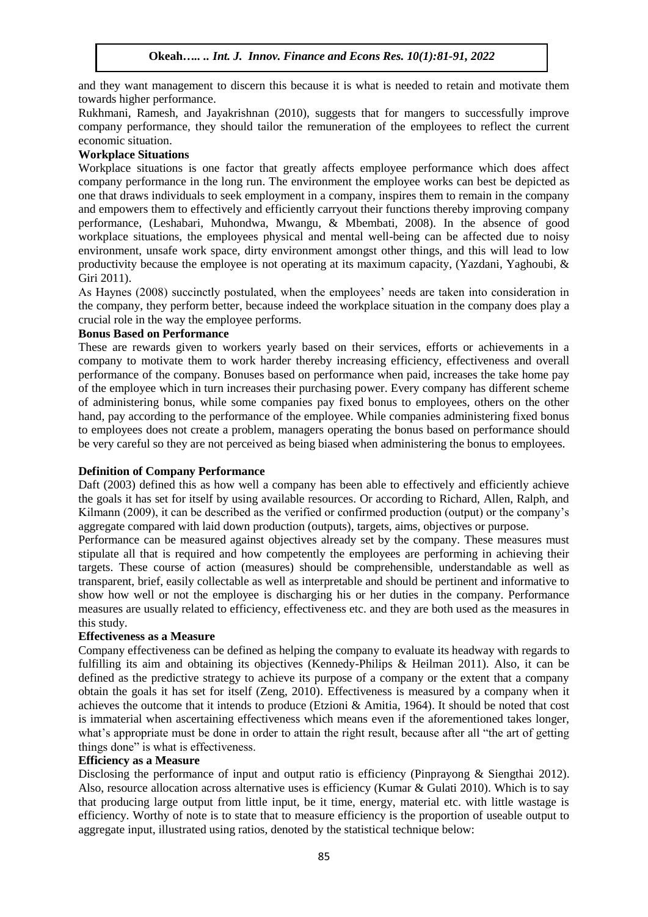and they want management to discern this because it is what is needed to retain and motivate them towards higher performance.

Rukhmani, Ramesh, and Jayakrishnan (2010), suggests that for mangers to successfully improve company performance, they should tailor the remuneration of the employees to reflect the current economic situation.

**Workplace Situations**

Workplace situations is one factor that greatly affects employee performance which does affect company performance in the long run. The environment the employee works can best be depicted as one that draws individuals to seek employment in a company, inspires them to remain in the company and empowers them to effectively and efficiently carryout their functions thereby improving company performance, (Leshabari, Muhondwa, Mwangu, & Mbembati, 2008). In the absence of good workplace situations, the employees physical and mental well-being can be affected due to noisy environment, unsafe work space, dirty environment amongst other things, and this will lead to low productivity because the employee is not operating at its maximum capacity, (Yazdani, Yaghoubi, & Giri 2011).

As Haynes (2008) succinctly postulated, when the employees' needs are taken into consideration in the company, they perform better, because indeed the workplace situation in the company does play a crucial role in the way the employee performs.

**Bonus Based on Performance**

These are rewards given to workers yearly based on their services, efforts or achievements in a company to motivate them to work harder thereby increasing efficiency, effectiveness and overall performance of the company. Bonuses based on performance when paid, increases the take home pay of the employee which in turn increases their purchasing power. Every company has different scheme of administering bonus, while some companies pay fixed bonus to employees, others on the other hand, pay according to the performance of the employee. While companies administering fixed bonus to employees does not create a problem, managers operating the bonus based on performance should be very careful so they are not perceived as being biased when administering the bonus to employees.

**Definition of Company Performance**

Daft (2003) defined this as how well a company has been able to effectively and efficiently achieve the goals it has set for itself by using available resources. Or according to Richard, Allen, Ralph, and Kilmann (2009), it can be described as the verified or confirmed production (output) or the company's aggregate compared with laid down production (outputs), targets, aims, objectives or purpose.

Performance can be measured against objectives already set by the company. These measures must stipulate all that is required and how competently the employees are performing in achieving their targets. These course of action (measures) should be comprehensible, understandable as well as transparent, brief, easily collectable as well as interpretable and should be pertinent and informative to show how well or not the employee is discharging his or her duties in the company. Performance measures are usually related to efficiency, effectiveness etc. and they are both used as the measures in this study.

**Effectiveness as a Measure**

Company effectiveness can be defined as helping the company to evaluate its headway with regards to fulfilling its aim and obtaining its objectives (Kennedy-Philips & Heilman 2011). Also, it can be defined as the predictive strategy to achieve its purpose of a company or the extent that a company obtain the goals it has set for itself (Zeng, 2010). Effectiveness is measured by a company when it achieves the outcome that it intends to produce (Etzioni & Amitia, 1964). It should be noted that cost is immaterial when ascertaining effectiveness which means even if the aforementioned takes longer, what's appropriate must be done in order to attain the right result, because after all "the art of getting things done" is what is effectiveness.

**Efficiency as a Measure**

Disclosing the performance of input and output ratio is efficiency (Pinprayong & Siengthai 2012). Also, resource allocation across alternative uses is efficiency (Kumar & Gulati 2010). Which is to say that producing large output from little input, be it time, energy, material etc. with little wastage is efficiency. Worthy of note is to state that to measure efficiency is the proportion of useable output to aggregate input, illustrated using ratios, denoted by the statistical technique below: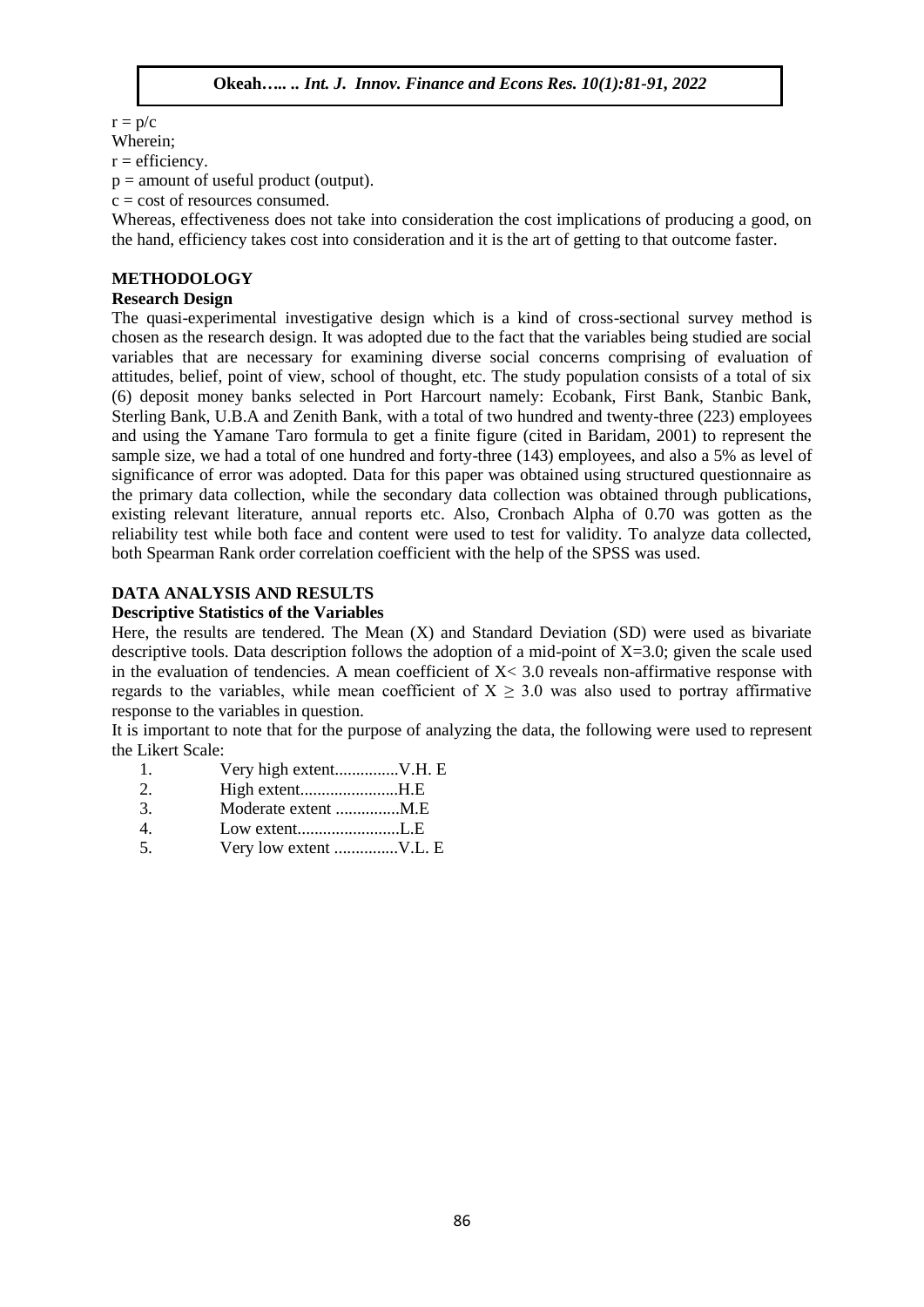$r = p/c$

Wherein;

$r$ = efficiency.

$p$ = amount of useful product (output).

$c$ = cost of resources consumed.

Whereas, effectiveness does not take into consideration the cost implications of producing a good, on the hand, efficiency takes cost into consideration and it is the art of getting to that outcome faster.

## METHODOLOGY

### Research Design

The quasi-experimental investigative design which is a kind of cross-sectional survey method is chosen as the research design. It was adopted due to the fact that the variables being studied are social variables that are necessary for examining diverse social concerns comprising of evaluation of attitudes, belief, point of view, school of thought, etc. The study population consists of a total of six (6) deposit money banks selected in Port Harcourt namely: Ecobank, First Bank, Stanbic Bank, Sterling Bank, U.B.A and Zenith Bank, with a total of two hundred and twenty-three (223) employees and using the Yamane Taro formula to get a finite figure (cited in Baridam, 2001) to represent the sample size, we had a total of one hundred and forty-three (143) employees, and also a 5% as level of significance of error was adopted. Data for this paper was obtained using structured questionnaire as the primary data collection, while the secondary data collection was obtained through publications, existing relevant literature, annual reports etc. Also, Cronbach Alpha of 0.70 was gotten as the reliability test while both face and content were used to test for validity. To analyze data collected, both Spearman Rank order correlation coefficient with the help of the SPSS was used.

## DATA ANALYSIS AND RESULTS

### Descriptive Statistics of the Variables

Here, the results are tendered. The Mean (X) and Standard Deviation (SD) were used as bivariate descriptive tools. Data description follows the adoption of a mid-point of $X=3.0$; given the scale used in the evaluation of tendencies. A mean coefficient of $X< 3.0$ reveals non-affirmative response with regards to the variables, while mean coefficient of $X \geq 3.0$ was also used to portray affirmative response to the variables in question.

It is important to note that for the purpose of analyzing the data, the following were used to represent the Likert Scale:

1. Very high extent...............V.H. E
2. High extent.......................H.E
3. Moderate extent ...............M.E
4. Low extent........................L.E
5. Very low extent ...............V.L. E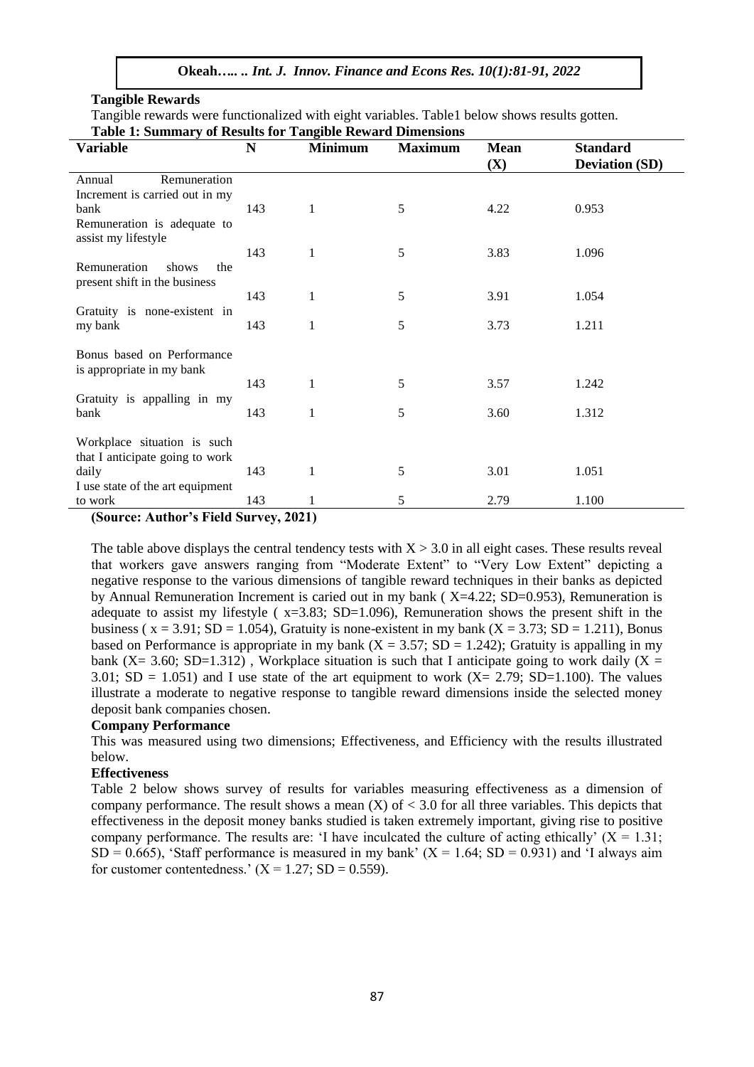**Tangible Rewards**

Tangible rewards were functionalized with eight variables. Table1 below shows results gotten.

**Table 1: Summary of Results for Tangible Reward Dimensions**

| Variable | N | Minimum | Maximum | Mean (X) | Standard Deviation (SD) |
|---|---|---|---|---|---|
| Annual Remuneration Increment is carried out in my bank | 143 | 1 | 5 | 4.22 | 0.953 |
| Remuneration is adequate to assist my lifestyle | 143 | 1 | 5 | 3.83 | 1.096 |
| Remuneration shows the present shift in the business | 143 | 1 | 5 | 3.91 | 1.054 |
| Gratuity is none-existent in my bank | 143 | 1 | 5 | 3.73 | 1.211 |
| Bonus based on Performance is appropriate in my bank | 143 | 1 | 5 | 3.57 | 1.242 |
| Gratuity is appalling in my bank | 143 | 1 | 5 | 3.60 | 1.312 |
| Workplace situation is such that I anticipate going to work daily | 143 | 1 | 5 | 3.01 | 1.051 |
| I use state of the art equipment to work | 143 | 1 | 5 | 2.79 | 1.100 |

**(Source: Author's Field Survey, 2021)**

The table above displays the central tendency tests with $X > 3.0$ in all eight cases. These results reveal that workers gave answers ranging from "Moderate Extent" to "Very Low Extent" depicting a negative response to the various dimensions of tangible reward techniques in their banks as depicted by Annual Remuneration Increment is caried out in my bank ( X=4.22; SD=0.953), Remuneration is adequate to assist my lifestyle ( x=3.83; SD=1.096), Remuneration shows the present shift in the business ( x = 3.91; SD = 1.054), Gratuity is none-existent in my bank (X = 3.73; SD = 1.211), Bonus based on Performance is appropriate in my bank (X = 3.57; SD = 1.242); Gratuity is appalling in my bank (X= 3.60; SD=1.312) , Workplace situation is such that I anticipate going to work daily (X = 3.01; SD = 1.051) and I use state of the art equipment to work (X= 2.79; SD=1.100). The values illustrate a moderate to negative response to tangible reward dimensions inside the selected money deposit bank companies chosen.

**Company Performance**

This was measured using two dimensions; Effectiveness, and Efficiency with the results illustrated below.

**Effectiveness**

Table 2 below shows survey of results for variables measuring effectiveness as a dimension of company performance. The result shows a mean (X) of $< 3.0$ for all three variables. This depicts that effectiveness in the deposit money banks studied is taken extremely important, giving rise to positive company performance. The results are: 'I have inculcated the culture of acting ethically' (X = 1.31; SD = 0.665), 'Staff performance is measured in my bank' (X = 1.64; SD = 0.931) and 'I always aim for customer contentedness.' (X = 1.27; SD = 0.559).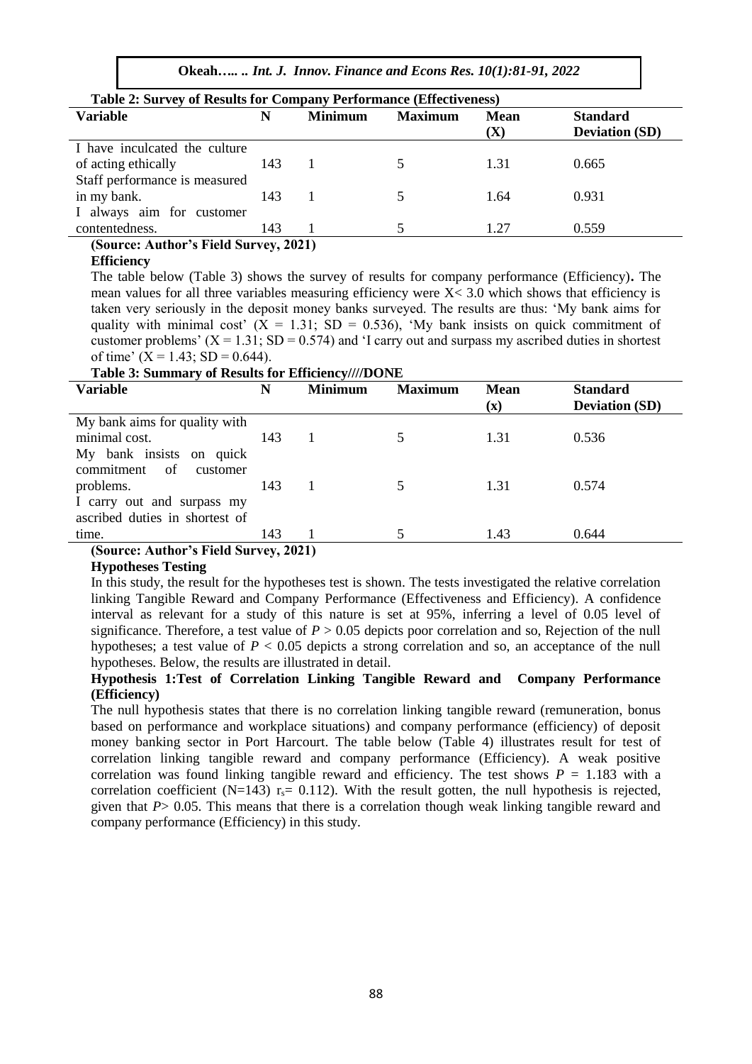**Table 2: Survey of Results for Company Performance (Effectiveness)**

| Variable | N | Minimum | Maximum | Mean (X) | Standard Deviation (SD) |
|---|---|---|---|---|---|
| I have inculcated the culture of acting ethically | 143 | 1 | 5 | 1.31 | 0.665 |
| Staff performance is measured in my bank. | 143 | 1 | 5 | 1.64 | 0.931 |
| I always aim for customer contentedness. | 143 | 1 | 5 | 1.27 | 0.559 |

**(Source: Author's Field Survey, 2021)**

**Efficiency**

The table below (Table 3) shows the survey of results for company performance (Efficiency)**.** The mean values for all three variables measuring efficiency were $X < 3.0$ which shows that efficiency is taken very seriously in the deposit money banks surveyed. The results are thus: 'My bank aims for quality with minimal cost' ($X = 1.31$; SD = 0.536), 'My bank insists on quick commitment of customer problems' ($X = 1.31$; SD = 0.574) and 'I carry out and surpass my ascribed duties in shortest of time' ($X = 1.43$; SD = 0.644).

**Table 3: Summary of Results for Efficiency////DONE**

| Variable | N | Minimum | Maximum | Mean (x) | Standard Deviation (SD) |
|---|---|---|---|---|---|
| My bank aims for quality with minimal cost. | 143 | 1 | 5 | 1.31 | 0.536 |
| My bank insists on quick commitment of customer problems. | 143 | 1 | 5 | 1.31 | 0.574 |
| I carry out and surpass my ascribed duties in shortest of time. | 143 | 1 | 5 | 1.43 | 0.644 |

**(Source: Author's Field Survey, 2021)**

**Hypotheses Testing**

In this study, the result for the hypotheses test is shown. The tests investigated the relative correlation linking Tangible Reward and Company Performance (Effectiveness and Efficiency). A confidence interval as relevant for a study of this nature is set at 95%, inferring a level of 0.05 level of significance. Therefore, a test value of $P > 0.05$ depicts poor correlation and so, Rejection of the null hypotheses; a test value of $P < 0.05$ depicts a strong correlation and so, an acceptance of the null hypotheses. Below, the results are illustrated in detail.

**Hypothesis 1:Test of Correlation Linking Tangible Reward and Company Performance (Efficiency)**

The null hypothesis states that there is no correlation linking tangible reward (remuneration, bonus based on performance and workplace situations) and company performance (efficiency) of deposit money banking sector in Port Harcourt. The table below (Table 4) illustrates result for test of correlation linking tangible reward and company performance (Efficiency). A weak positive correlation was found linking tangible reward and efficiency. The test shows $P = 1.183$ with a correlation coefficient (N=143) $r_s = 0.112$). With the result gotten, the null hypothesis is rejected, given that $P > 0.05$. This means that there is a correlation though weak linking tangible reward and company performance (Efficiency) in this study.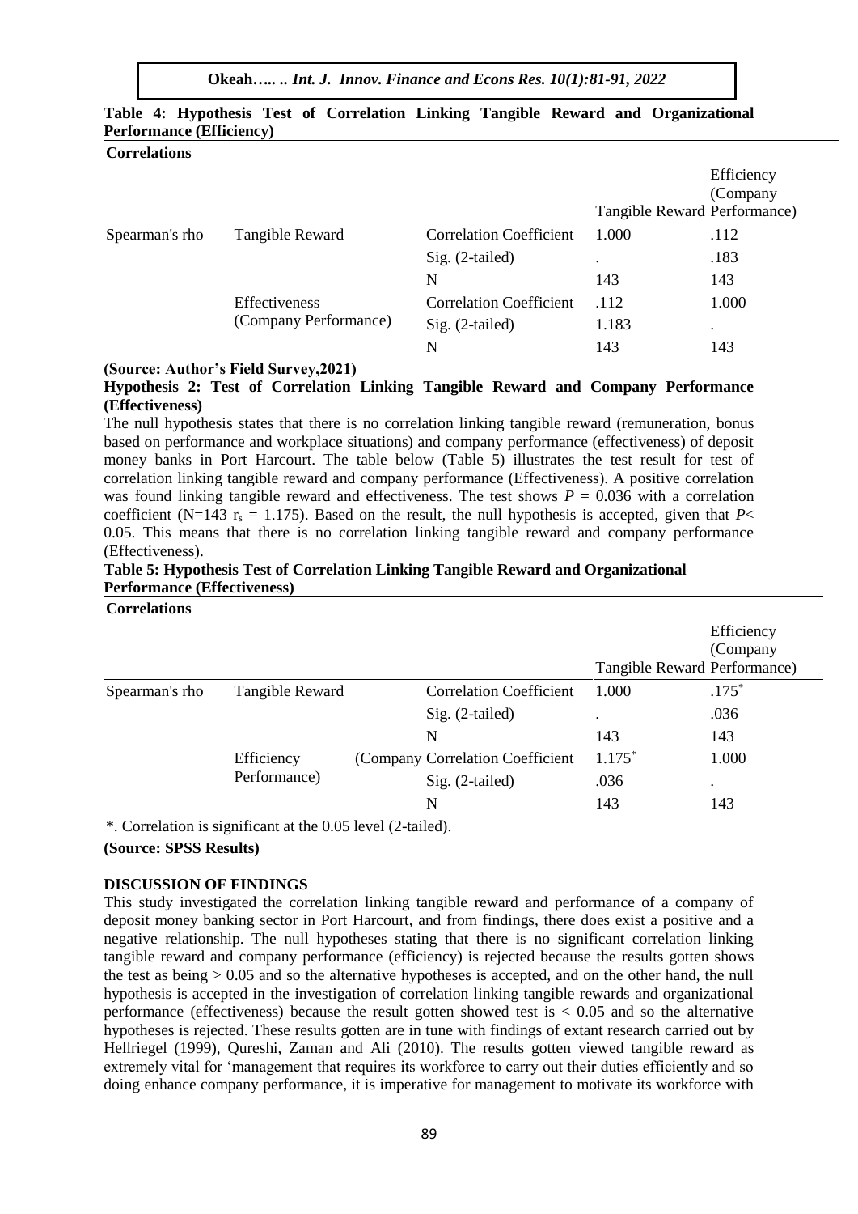**Table 4: Hypothesis Test of Correlation Linking Tangible Reward and Organizational Performance (Efficiency)**

**Correlations**

| | | | Tangible Reward | Efficiency (Company Performance) |
|---|---|---|---|---|
| Spearman's rho | Tangible Reward | Correlation Coefficient | 1.000 | .112 |
| | | Sig. (2-tailed) | . | .183 |
| | | N | 143 | 143 |
| | Effectiveness (Company Performance) | Correlation Coefficient | .112 | 1.000 |
| | | Sig. (2-tailed) | 1.183 | . |
| | | N | 143 | 143 |

**(Source: Author's Field Survey,2021)**

**Hypothesis 2: Test of Correlation Linking Tangible Reward and Company Performance (Effectiveness)**

The null hypothesis states that there is no correlation linking tangible reward (remuneration, bonus based on performance and workplace situations) and company performance (effectiveness) of deposit money banks in Port Harcourt. The table below (Table 5) illustrates the test result for test of correlation linking tangible reward and company performance (Effectiveness). A positive correlation was found linking tangible reward and effectiveness. The test shows $P = 0.036$ with a correlation coefficient ($N=143$ $r_s = 1.175$). Based on the result, the null hypothesis is accepted, given that $P< 0.05$. This means that there is no correlation linking tangible reward and company performance (Effectiveness).

**Table 5: Hypothesis Test of Correlation Linking Tangible Reward and Organizational Performance (Effectiveness)**

**Correlations**

| | | | Tangible Reward | Efficiency (Company Performance) |
|---|---|---|---|---|
| Spearman's rho | Tangible Reward | Correlation Coefficient | 1.000 | .175* |
| | | Sig. (2-tailed) | . | .036 |
| | | N | 143 | 143 |
| | Efficiency (Company Performance) | Correlation Coefficient | 1.175* | 1.000 |
| | | Sig. (2-tailed) | .036 | . |
| | | N | 143 | 143 |

*. Correlation is significant at the 0.05 level (2-tailed).

**(Source: SPSS Results)**

**DISCUSSION OF FINDINGS**

This study investigated the correlation linking tangible reward and performance of a company of deposit money banking sector in Port Harcourt, and from findings, there does exist a positive and a negative relationship. The null hypotheses stating that there is no significant correlation linking tangible reward and company performance (efficiency) is rejected because the results gotten shows the test as being > 0.05 and so the alternative hypotheses is accepted, and on the other hand, the null hypothesis is accepted in the investigation of correlation linking tangible rewards and organizational performance (effectiveness) because the result gotten showed test is < 0.05 and so the alternative hypotheses is rejected. These results gotten are in tune with findings of extant research carried out by Hellriegel (1999), Qureshi, Zaman and Ali (2010). The results gotten viewed tangible reward as extremely vital for 'management that requires its workforce to carry out their duties efficiently and so doing enhance company performance, it is imperative for management to motivate its workforce with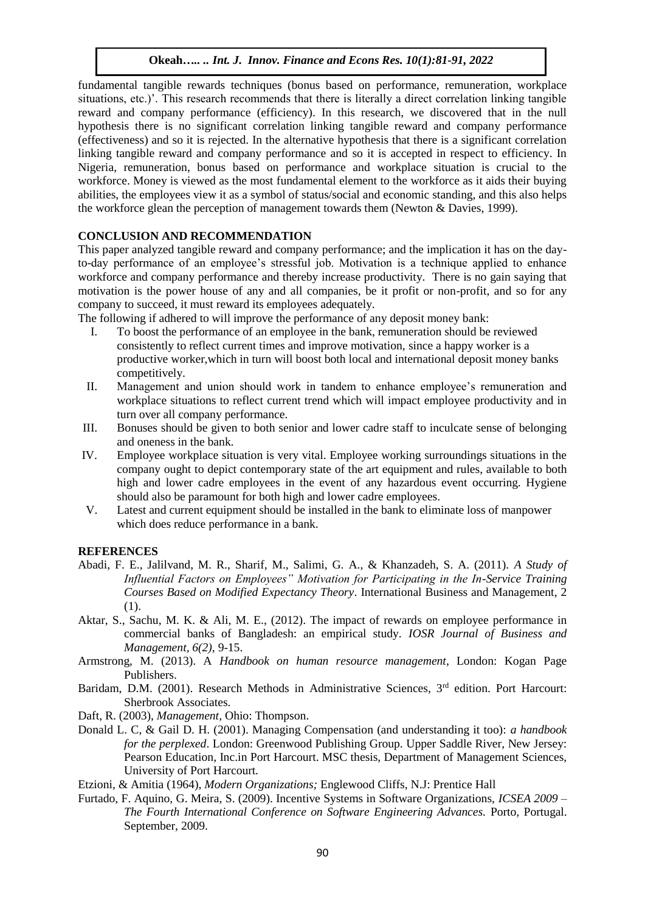fundamental tangible rewards techniques (bonus based on performance, remuneration, workplace situations, etc.)'. This research recommends that there is literally a direct correlation linking tangible reward and company performance (efficiency). In this research, we discovered that in the null hypothesis there is no significant correlation linking tangible reward and company performance (effectiveness) and so it is rejected. In the alternative hypothesis that there is a significant correlation linking tangible reward and company performance and so it is accepted in respect to efficiency. In Nigeria, remuneration, bonus based on performance and workplace situation is crucial to the workforce. Money is viewed as the most fundamental element to the workforce as it aids their buying abilities, the employees view it as a symbol of status/social and economic standing, and this also helps the workforce glean the perception of management towards them (Newton & Davies, 1999).

## CONCLUSION AND RECOMMENDATION

This paper analyzed tangible reward and company performance; and the implication it has on the day-to-day performance of an employee's stressful job. Motivation is a technique applied to enhance workforce and company performance and thereby increase productivity. There is no gain saying that motivation is the power house of any and all companies, be it profit or non-profit, and so for any company to succeed, it must reward its employees adequately.

The following if adhered to will improve the performance of any deposit money bank:

I. To boost the performance of an employee in the bank, remuneration should be reviewed consistently to reflect current times and improve motivation, since a happy worker is a productive worker,which in turn will boost both local and international deposit money banks competitively.

II. Management and union should work in tandem to enhance employee's remuneration and workplace situations to reflect current trend which will impact employee productivity and in turn over all company performance.

III. Bonuses should be given to both senior and lower cadre staff to inculcate sense of belonging and oneness in the bank.

IV. Employee workplace situation is very vital. Employee working surroundings situations in the company ought to depict contemporary state of the art equipment and rules, available to both high and lower cadre employees in the event of any hazardous event occurring. Hygiene should also be paramount for both high and lower cadre employees.

V. Latest and current equipment should be installed in the bank to eliminate loss of manpower which does reduce performance in a bank.

## REFERENCES

Abadi, F. E., Jalilvand, M. R., Sharif, M., Salimi, G. A., & Khanzadeh, S. A. (2011). *A Study of Influential Factors on Employees" Motivation for Participating in the In-Service Training Courses Based on Modified Expectancy Theory*. International Business and Management, 2 (1).

Aktar, S., Sachu, M. K. & Ali, M. E., (2012). The impact of rewards on employee performance in commercial banks of Bangladesh: an empirical study. *IOSR Journal of Business and Management, 6(2)*, 9-15.

Armstrong, M. (2013). A *Handbook on human resource management*, London: Kogan Page Publishers.

Baridam, D.M. (2001). Research Methods in Administrative Sciences, 3rd edition. Port Harcourt: Sherbrook Associates.

Daft, R. (2003), *Management*, Ohio: Thompson.

Donald L. C, & Gail D. H. (2001). Managing Compensation (and understanding it too): *a handbook for the perplexed*. London: Greenwood Publishing Group. Upper Saddle River, New Jersey: Pearson Education, Inc.in Port Harcourt. MSC thesis, Department of Management Sciences, University of Port Harcourt.

Etzioni, & Amitia (1964), *Modern Organizations;* Englewood Cliffs, N.J: Prentice Hall

Furtado, F. Aquino, G. Meira, S. (2009). Incentive Systems in Software Organizations, *ICSEA 2009 – The Fourth International Conference on Software Engineering Advances.* Porto, Portugal. September, 2009.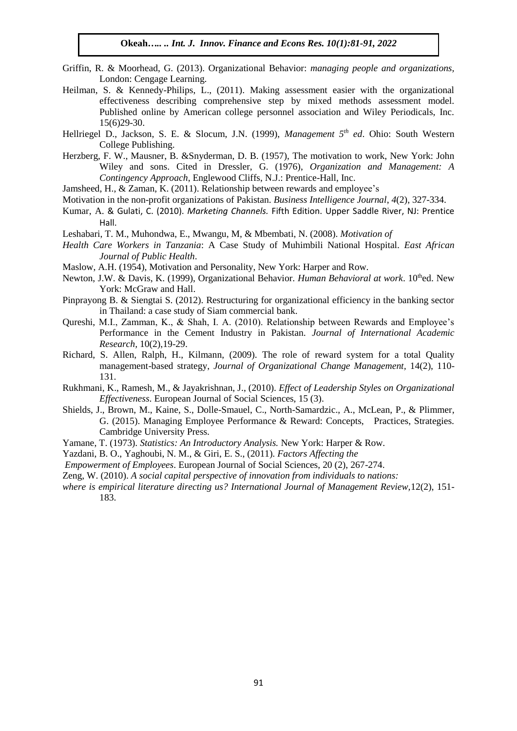Griffin, R. & Moorhead, G. (2013). Organizational Behavior: *managing people and organizations,* London: Cengage Learning.

Heilman, S. & Kennedy-Philips, L., (2011). Making assessment easier with the organizational effectiveness describing comprehensive step by mixed methods assessment model. Published online by American college personnel association and Wiley Periodicals, Inc. 15(6)29-30.

Hellriegel D., Jackson, S. E. & Slocum, J.N. (1999), *Management 5th ed*. Ohio: South Western College Publishing.

Herzberg, F. W., Mausner, B. &Snyderman, D. B. (1957), The motivation to work, New York: John Wiley and sons. Cited in Dressler, G. (1976), *Organization and Management: A Contingency Approach*, Englewood Cliffs, N.J.: Prentice-Hall, Inc.

Jamsheed, H., & Zaman, K. (2011). Relationship between rewards and employee's

Motivation in the non-profit organizations of Pakistan. *Business Intelligence Journal*, *4*(2), 327-334.

Kumar, A. & Gulati, C. (2010). *Marketing Channels.* Fifth Edition. Upper Saddle River, NJ: Prentice Hall.

Leshabari, T. M., Muhondwa, E., Mwangu, M, & Mbembati, N. (2008). *Motivation of*

*Health Care Workers in Tanzania*: A Case Study of Muhimbili National Hospital. *East African Journal of Public Health*.

Maslow, A.H. (1954), Motivation and Personality, New York: Harper and Row.

Newton, J.W. & Davis, K. (1999), Organizational Behavior. *Human Behavioral at work*. 10thed. New York: McGraw and Hall.

Pinprayong B. & Siengtai S. (2012). Restructuring for organizational efficiency in the banking sector in Thailand: a case study of Siam commercial bank.

Qureshi, M.I., Zamman, K., & Shah, I. A. (2010). Relationship between Rewards and Employee's Performance in the Cement Industry in Pakistan. *Journal of International Academic Research*, 10(2),19-29.

Richard, S. Allen, Ralph, H., Kilmann, (2009). The role of reward system for a total Quality management-based strategy, *Journal of Organizational Change Management,* 14(2), 110-131.

Rukhmani, K., Ramesh, M., & Jayakrishnan, J., (2010). *Effect of Leadership Styles on Organizational Effectiveness*. European Journal of Social Sciences, 15 (3).

Shields, J., Brown, M., Kaine, S., Dolle-Smauel, C., North-Samardzic., A., McLean, P., & Plimmer, G. (2015). Managing Employee Performance & Reward: Concepts, Practices, Strategies. Cambridge University Press.

Yamane, T. (1973). *Statistics: An Introductory Analysis.* New York: Harper & Row.

Yazdani, B. O., Yaghoubi, N. M., & Giri, E. S., (2011). *Factors Affecting the*

*Empowerment of Employees*. European Journal of Social Sciences, 20 (2), 267-274.

Zeng, W. (2010). *A social capital perspective of innovation from individuals to nations:*

*where is empirical literature directing us? International Journal of Management Review,*12(2), 151-183.